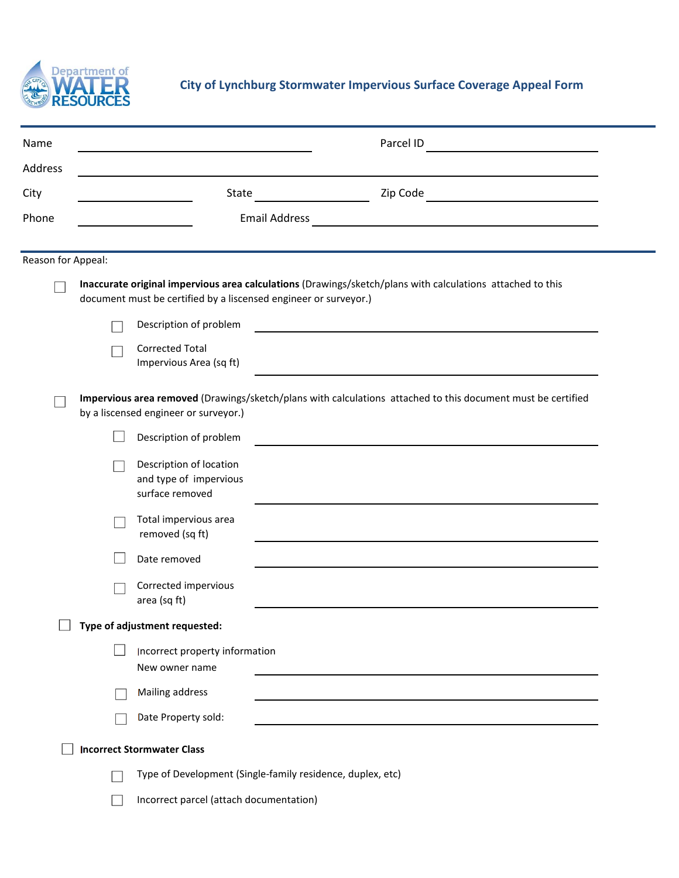Department of WATER RESOURCES

# City of Lynchburg Stormwater Impervious Surface Coverage Appeal Form

Name ______________________ Parcel ID ______________________

Address ______________________________________________

City ______________ State ______________ Zip Code ______________

Phone ______________ Email Address ______________________

Reason for Appeal:

- ☐ **Inaccurate original impervious area calculations** (Drawings/sketch/plans with calculations attached to this document must be certified by a liscensed engineer or surveyor.)
  - ☐ Description of problem ______________________
  - ☐ Corrected Total Impervious Area (sq ft) ______________________

- ☐ **Impervious area removed** (Drawings/sketch/plans with calculations attached to this document must be certified by a liscensed engineer or surveyor.)
  - ☐ Description of problem ______________________
  - ☐ Description of location and type of impervious surface removed ______________________
  - ☐ Total impervious area removed (sq ft) ______________________
  - ☐ Date removed ______________________
  - ☐ Corrected impervious area (sq ft) ______________________

- ☐ **Type of adjustment requested:**
  - ☐ Incorrect property information
    New owner name ______________________
  - ☐ Mailing address ______________________
  - ☐ Date Property sold: ______________________

- ☐ **Incorrect Stormwater Class**
  - ☐ Type of Development (Single-family residence, duplex, etc)
  - ☐ Incorrect parcel (attach documentation)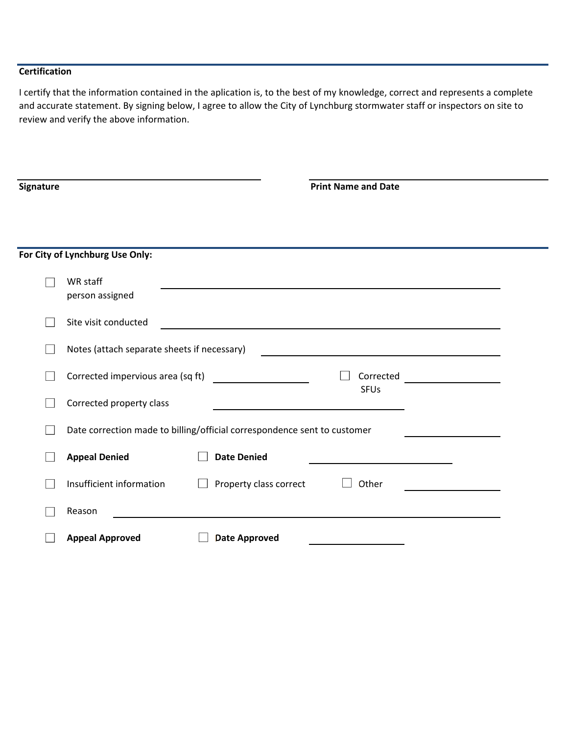**Certification**

I certify that the information contained in the aplication is, to the best of my knowledge, correct and represents a complete and accurate statement. By signing below, I agree to allow the City of Lynchburg stormwater staff or inspectors on site to review and verify the above information.

______________________________ ______________________________

**Signature** **Print Name and Date**

**For City of Lynchburg Use Only:**

- ☐ WR staff person assigned ______________________________
- ☐ Site visit conducted ______________________________
- ☐ Notes (attach separate sheets if necessary) ______________________________
- ☐ Corrected impervious area (sq ft) ______________ ☐ Corrected SFUs ______________
- ☐ Corrected property class ______________________________
- ☐ Date correction made to billing/official correspondence sent to customer ______________
- ☐ **Appeal Denied** ☐ **Date Denied** ______________
- ☐ Insufficient information ☐ Property class correct ☐ Other ______________
- ☐ Reason ______________________________
- ☐ **Appeal Approved** ☐ **Date Approved** ______________